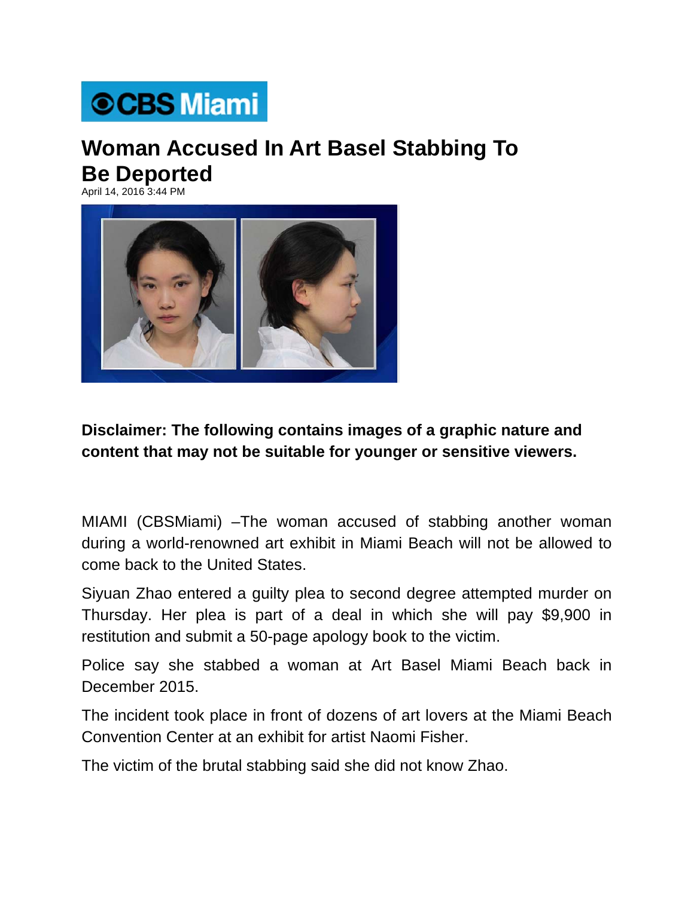CBS Miami

# Woman Accused In Art Basel Stabbing To Be Deported

April 14, 2016 3:44 PM

**Disclaimer: The following contains images of a graphic nature and content that may not be suitable for younger or sensitive viewers.**

MIAMI (CBSMiami) –The woman accused of stabbing another woman during a world-renowned art exhibit in Miami Beach will not be allowed to come back to the United States.

Siyuan Zhao entered a guilty plea to second degree attempted murder on Thursday. Her plea is part of a deal in which she will pay $9,900 in restitution and submit a 50-page apology book to the victim.

Police say she stabbed a woman at Art Basel Miami Beach back in December 2015.

The incident took place in front of dozens of art lovers at the Miami Beach Convention Center at an exhibit for artist Naomi Fisher.

The victim of the brutal stabbing said she did not know Zhao.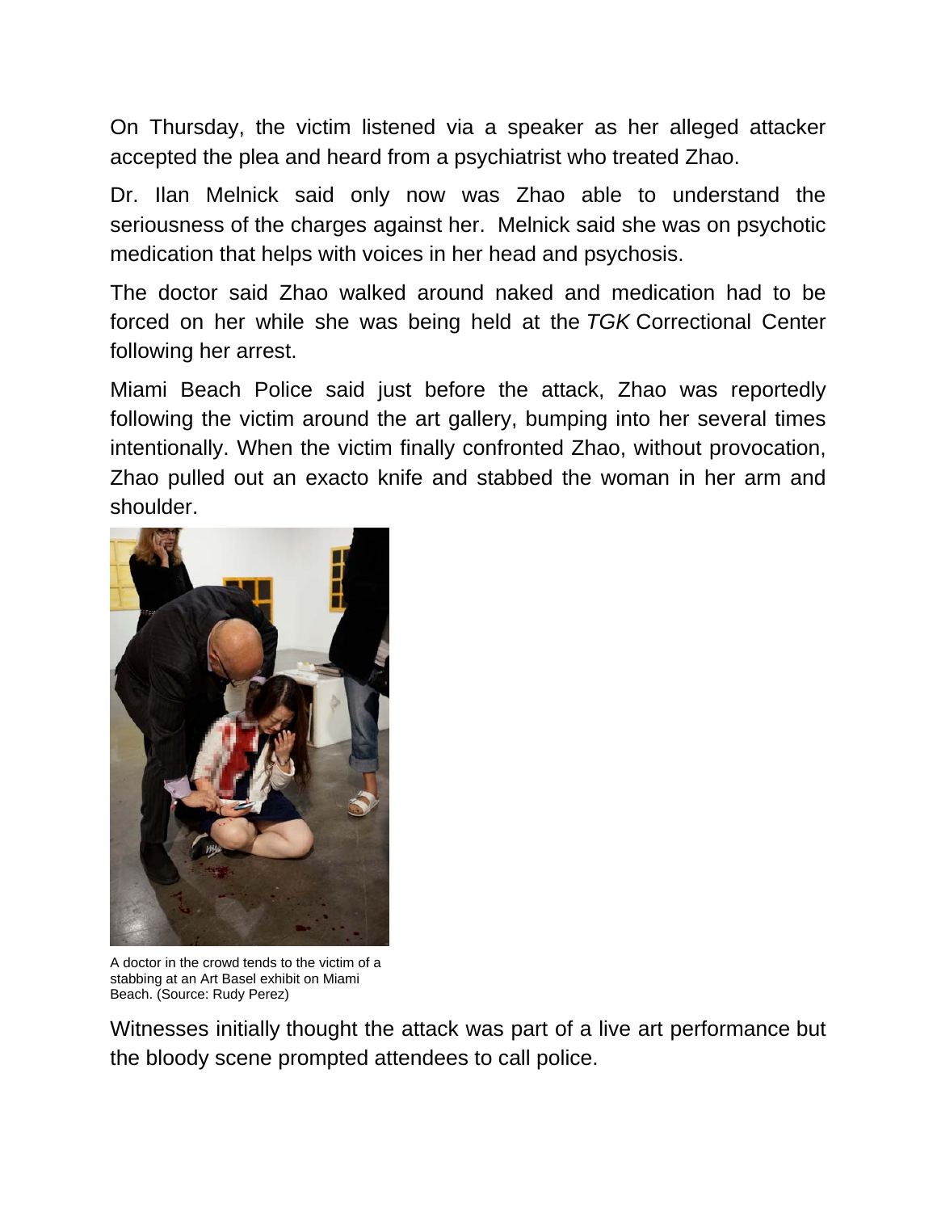On Thursday, the victim listened via a speaker as her alleged attacker accepted the plea and heard from a psychiatrist who treated Zhao.

Dr. Ilan Melnick said only now was Zhao able to understand the seriousness of the charges against her. Melnick said she was on psychotic medication that helps with voices in her head and psychosis.

The doctor said Zhao walked around naked and medication had to be forced on her while she was being held at the *TGK* Correctional Center following her arrest.

Miami Beach Police said just before the attack, Zhao was reportedly following the victim around the art gallery, bumping into her several times intentionally. When the victim finally confronted Zhao, without provocation, Zhao pulled out an exacto knife and stabbed the woman in her arm and shoulder.

A doctor in the crowd tends to the victim of a stabbing at an Art Basel exhibit on Miami Beach. (Source: Rudy Perez)

Witnesses initially thought the attack was part of a live art performance but the bloody scene prompted attendees to call police.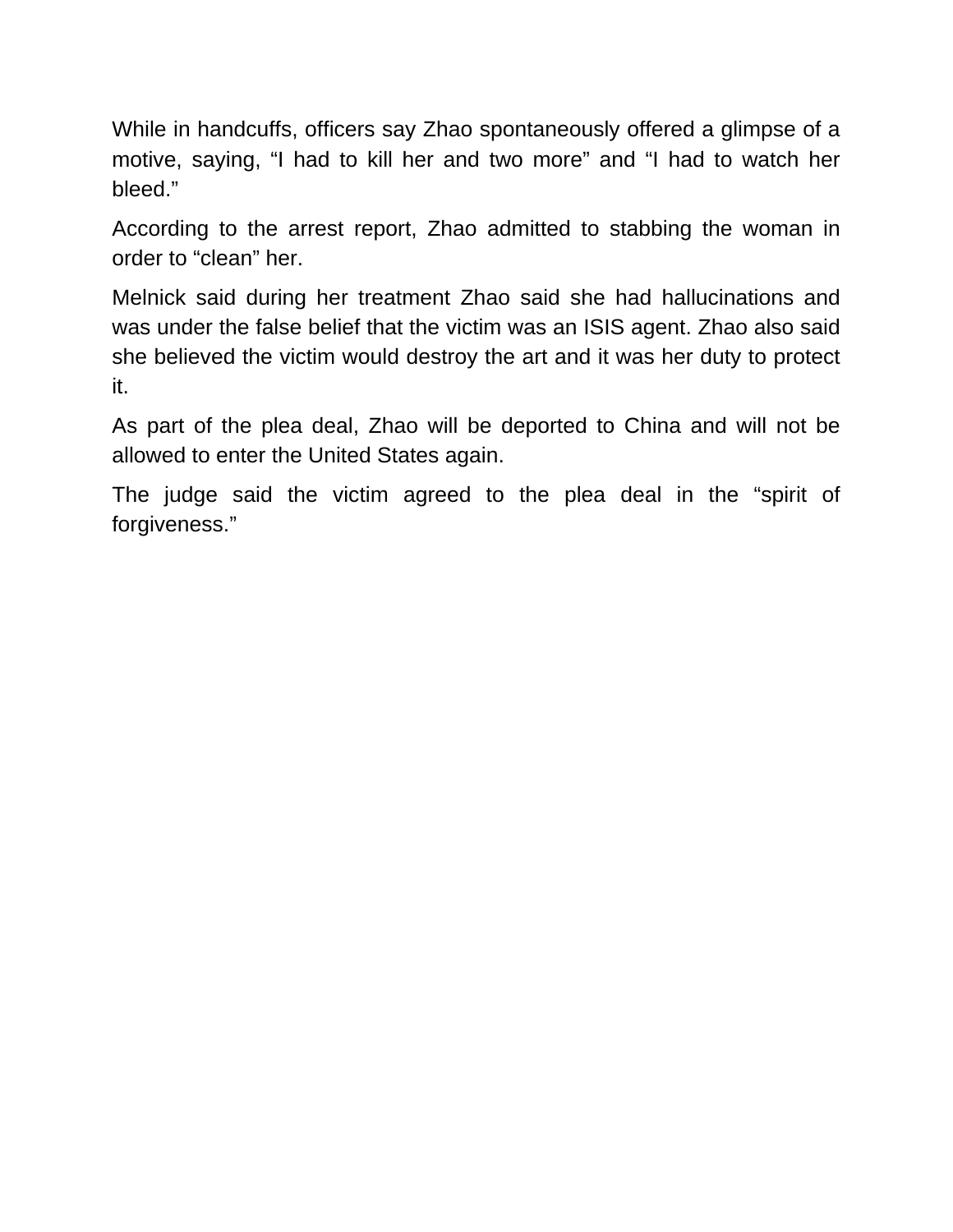While in handcuffs, officers say Zhao spontaneously offered a glimpse of a motive, saying, “I had to kill her and two more” and “I had to watch her bleed.”

According to the arrest report, Zhao admitted to stabbing the woman in order to “clean” her.

Melnick said during her treatment Zhao said she had hallucinations and was under the false belief that the victim was an ISIS agent. Zhao also said she believed the victim would destroy the art and it was her duty to protect it.

As part of the plea deal, Zhao will be deported to China and will not be allowed to enter the United States again.

The judge said the victim agreed to the plea deal in the “spirit of forgiveness.”